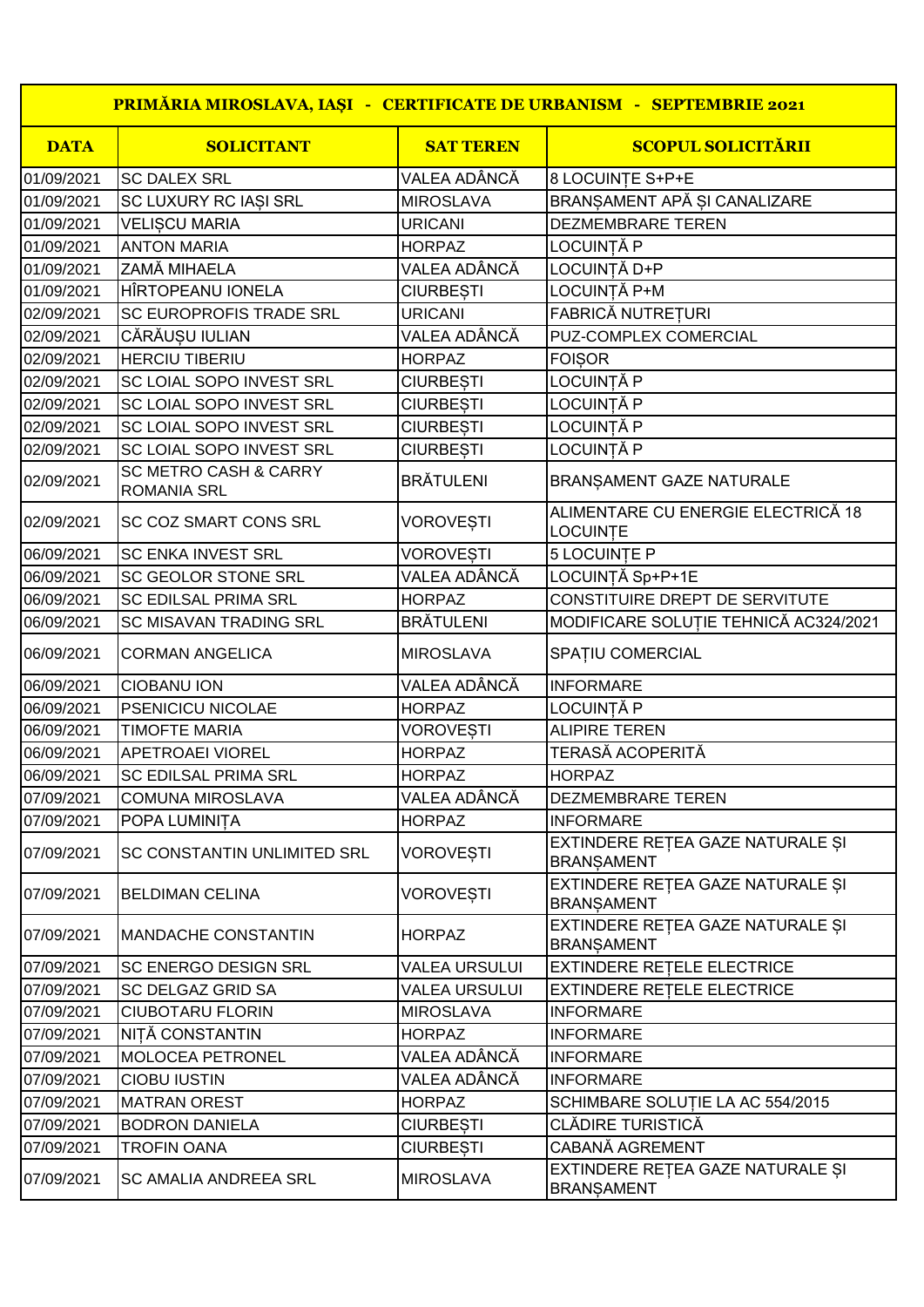| PRIMĂRIA MIROSLAVA, IAȘI - CERTIFICATE DE URBANISM - SEPTEMBRIE 2021 | | | |
|---|---|---|---|
| **DATA** | **SOLICITANT** | **SAT TEREN** | **SCOPUL SOLICITĂRII** |
| 01/09/2021 | SC DALEX SRL | VALEA ADÂNCĂ | 8 LOCUINȚE S+P+E |
| 01/09/2021 | SC LUXURY RC IAȘI SRL | MIROSLAVA | BRANȘAMENT APĂ ȘI CANALIZARE |
| 01/09/2021 | VELIȘCU MARIA | URICANI | DEZMEMBRARE TEREN |
| 01/09/2021 | ANTON MARIA | HORPAZ | LOCUINȚĂ P |
| 01/09/2021 | ZAMĂ MIHAELA | VALEA ADÂNCĂ | LOCUINȚĂ D+P |
| 01/09/2021 | HÎRTOPEANU IONELA | CIURBEȘTI | LOCUINȚĂ P+M |
| 02/09/2021 | SC EUROPROFIS TRADE SRL | URICANI | FABRICĂ NUTREȚURI |
| 02/09/2021 | CĂRĂUȘU IULIAN | VALEA ADÂNCĂ | PUZ-COMPLEX COMERCIAL |
| 02/09/2021 | HERCIU TIBERIU | HORPAZ | FOIȘOR |
| 02/09/2021 | SC LOIAL SOPO INVEST SRL | CIURBEȘTI | LOCUINȚĂ P |
| 02/09/2021 | SC LOIAL SOPO INVEST SRL | CIURBEȘTI | LOCUINȚĂ P |
| 02/09/2021 | SC LOIAL SOPO INVEST SRL | CIURBEȘTI | LOCUINȚĂ P |
| 02/09/2021 | SC LOIAL SOPO INVEST SRL | CIURBEȘTI | LOCUINȚĂ P |
| 02/09/2021 | SC METRO CASH & CARRY ROMANIA SRL | BRĂTULENI | BRANȘAMENT GAZE NATURALE |
| 02/09/2021 | SC COZ SMART CONS SRL | VOROVEȘTI | ALIMENTARE CU ENERGIE ELECTRICĂ 18 LOCUINȚE |
| 06/09/2021 | SC ENKA INVEST SRL | VOROVEȘTI | 5 LOCUINȚE P |
| 06/09/2021 | SC GEOLOR STONE SRL | VALEA ADÂNCĂ | LOCUINȚĂ Sp+P+1E |
| 06/09/2021 | SC EDILSAL PRIMA SRL | HORPAZ | CONSTITUIRE DREPT DE SERVITUTE |
| 06/09/2021 | SC MISAVAN TRADING SRL | BRĂTULENI | MODIFICARE SOLUȚIE TEHNICĂ AC324/2021 |
| 06/09/2021 | CORMAN ANGELICA | MIROSLAVA | SPAȚIU COMERCIAL |
| 06/09/2021 | CIOBANU ION | VALEA ADÂNCĂ | INFORMARE |
| 06/09/2021 | PSENICICU NICOLAE | HORPAZ | LOCUINȚĂ P |
| 06/09/2021 | TIMOFTE MARIA | VOROVEȘTI | ALIPIRE TEREN |
| 06/09/2021 | APETROAEI VIOREL | HORPAZ | TERASĂ ACOPERITĂ |
| 06/09/2021 | SC EDILSAL PRIMA SRL | HORPAZ | HORPAZ |
| 07/09/2021 | COMUNA MIROSLAVA | VALEA ADÂNCĂ | DEZMEMBRARE TEREN |
| 07/09/2021 | POPA LUMINIȚA | HORPAZ | INFORMARE |
| 07/09/2021 | SC CONSTANTIN UNLIMITED SRL | VOROVEȘTI | EXTINDERE REȚEA GAZE NATURALE ȘI BRANȘAMENT |
| 07/09/2021 | BELDIMAN CELINA | VOROVEȘTI | EXTINDERE REȚEA GAZE NATURALE ȘI BRANȘAMENT |
| 07/09/2021 | MANDACHE CONSTANTIN | HORPAZ | EXTINDERE REȚEA GAZE NATURALE ȘI BRANȘAMENT |
| 07/09/2021 | SC ENERGO DESIGN SRL | VALEA URSULUI | EXTINDERE REȚELE ELECTRICE |
| 07/09/2021 | SC DELGAZ GRID SA | VALEA URSULUI | EXTINDERE REȚELE ELECTRICE |
| 07/09/2021 | CIUBOTARU FLORIN | MIROSLAVA | INFORMARE |
| 07/09/2021 | NIȚĂ CONSTANTIN | HORPAZ | INFORMARE |
| 07/09/2021 | MOLOCEA PETRONEL | VALEA ADÂNCĂ | INFORMARE |
| 07/09/2021 | CIOBU IUSTIN | VALEA ADÂNCĂ | INFORMARE |
| 07/09/2021 | MATRAN OREST | HORPAZ | SCHIMBARE SOLUȚIE LA AC 554/2015 |
| 07/09/2021 | BODRON DANIELA | CIURBEȘTI | CLĂDIRE TURISTICĂ |
| 07/09/2021 | TROFIN OANA | CIURBEȘTI | CABANĂ AGREMENT |
| 07/09/2021 | SC AMALIA ANDREEA SRL | MIROSLAVA | EXTINDERE REȚEA GAZE NATURALE ȘI BRANȘAMENT |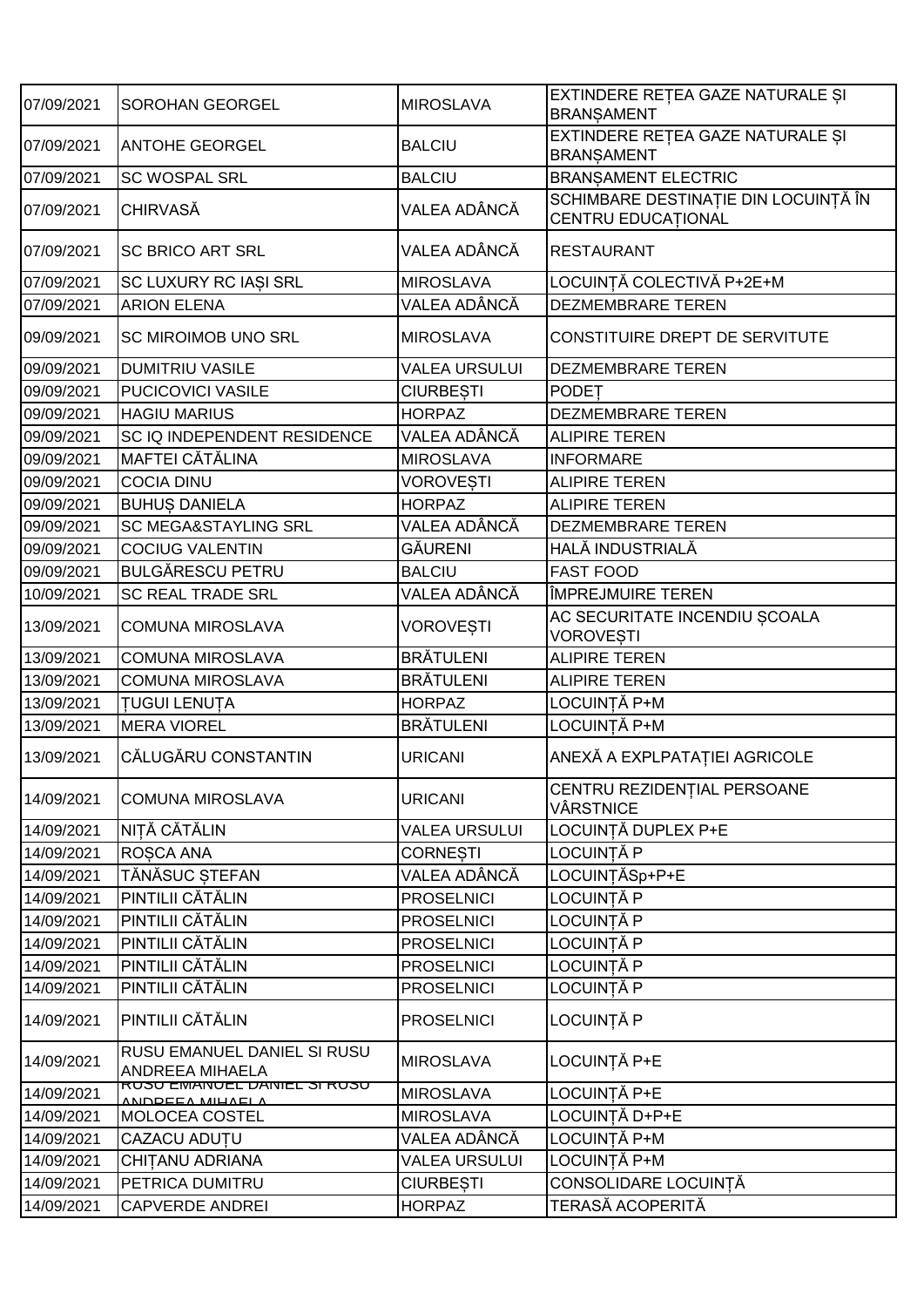| 07/09/2021 | SOROHAN GEORGEL | MIROSLAVA | EXTINDERE REȚEA GAZE NATURALE ȘI BRANȘAMENT |
|---|---|---|---|
| 07/09/2021 | ANTOHE GEORGEL | BALCIU | EXTINDERE REȚEA GAZE NATURALE ȘI BRANȘAMENT |
| 07/09/2021 | SC WOSPAL SRL | BALCIU | BRANȘAMENT ELECTRIC |
| 07/09/2021 | CHIRVASĂ | VALEA ADÂNCĂ | SCHIMBARE DESTINAȚIE DIN LOCUINȚĂ ÎN CENTRU EDUCAȚIONAL |
| 07/09/2021 | SC BRICO ART SRL | VALEA ADÂNCĂ | RESTAURANT |
| 07/09/2021 | SC LUXURY RC IAȘI SRL | MIROSLAVA | LOCUINȚĂ COLECTIVĂ P+2E+M |
| 07/09/2021 | ARION ELENA | VALEA ADÂNCĂ | DEZMEMBRARE TEREN |
| 09/09/2021 | SC MIROIMOB UNO SRL | MIROSLAVA | CONSTITUIRE DREPT DE SERVITUTE |
| 09/09/2021 | DUMITRIU VASILE | VALEA URSULUI | DEZMEMBRARE TEREN |
| 09/09/2021 | PUCICOVICI VASILE | CIURBEȘTI | PODEȚ |
| 09/09/2021 | HAGIU MARIUS | HORPAZ | DEZMEMBRARE TEREN |
| 09/09/2021 | SC IQ INDEPENDENT RESIDENCE | VALEA ADÂNCĂ | ALIPIRE TEREN |
| 09/09/2021 | MAFTEI CĂTĂLINA | MIROSLAVA | INFORMARE |
| 09/09/2021 | COCIA DINU | VOROVEȘTI | ALIPIRE TEREN |
| 09/09/2021 | BUHUȘ DANIELA | HORPAZ | ALIPIRE TEREN |
| 09/09/2021 | SC MEGA&STAYLING SRL | VALEA ADÂNCĂ | DEZMEMBRARE TEREN |
| 09/09/2021 | COCIUG VALENTIN | GĂURENI | HALĂ INDUSTRIALĂ |
| 09/09/2021 | BULGĂRESCU PETRU | BALCIU | FAST FOOD |
| 10/09/2021 | SC REAL TRADE SRL | VALEA ADÂNCĂ | ÎMPREJMUIRE TEREN |
| 13/09/2021 | COMUNA MIROSLAVA | VOROVEȘTI | AC SECURITATE INCENDIU ȘCOALA VOROVEȘTI |
| 13/09/2021 | COMUNA MIROSLAVA | BRĂTULENI | ALIPIRE TEREN |
| 13/09/2021 | COMUNA MIROSLAVA | BRĂTULENI | ALIPIRE TEREN |
| 13/09/2021 | ȚUGUI LENUȚA | HORPAZ | LOCUINȚĂ P+M |
| 13/09/2021 | MERA VIOREL | BRĂTULENI | LOCUINȚĂ P+M |
| 13/09/2021 | CĂLUGĂRU CONSTANTIN | URICANI | ANEXĂ A EXPLPATAȚIEI AGRICOLE |
| 14/09/2021 | COMUNA MIROSLAVA | URICANI | CENTRU REZIDENȚIAL PERSOANE VÂRSTNICE |
| 14/09/2021 | NIȚĂ CĂTĂLIN | VALEA URSULUI | LOCUINȚĂ DUPLEX P+E |
| 14/09/2021 | ROȘCA ANA | CORNEȘTI | LOCUINȚĂ P |
| 14/09/2021 | TĂNĂSUC ȘTEFAN | VALEA ADÂNCĂ | LOCUINȚĂSp+P+E |
| 14/09/2021 | PINTILII CĂTĂLIN | PROSELNICI | LOCUINȚĂ P |
| 14/09/2021 | PINTILII CĂTĂLIN | PROSELNICI | LOCUINȚĂ P |
| 14/09/2021 | PINTILII CĂTĂLIN | PROSELNICI | LOCUINȚĂ P |
| 14/09/2021 | PINTILII CĂTĂLIN | PROSELNICI | LOCUINȚĂ P |
| 14/09/2021 | PINTILII CĂTĂLIN | PROSELNICI | LOCUINȚĂ P |
| 14/09/2021 | PINTILII CĂTĂLIN | PROSELNICI | LOCUINȚĂ P |
| 14/09/2021 | RUSU EMANUEL DANIEL SI RUSU ANDREEA MIHAELA | MIROSLAVA | LOCUINȚĂ P+E |
| 14/09/2021 | RUSU EMANUEL DANIEL SI RUSU ANDREEA MIHAELA | MIROSLAVA | LOCUINȚĂ P+E |
| 14/09/2021 | MOLOCEA COSTEL | MIROSLAVA | LOCUINȚĂ D+P+E |
| 14/09/2021 | CAZACU ADUȚU | VALEA ADÂNCĂ | LOCUINȚĂ P+M |
| 14/09/2021 | CHIȚANU ADRIANA | VALEA URSULUI | LOCUINȚĂ P+M |
| 14/09/2021 | PETRICA DUMITRU | CIURBEȘTI | CONSOLIDARE LOCUINȚĂ |
| 14/09/2021 | CAPVERDE ANDREI | HORPAZ | TERASĂ ACOPERITĂ |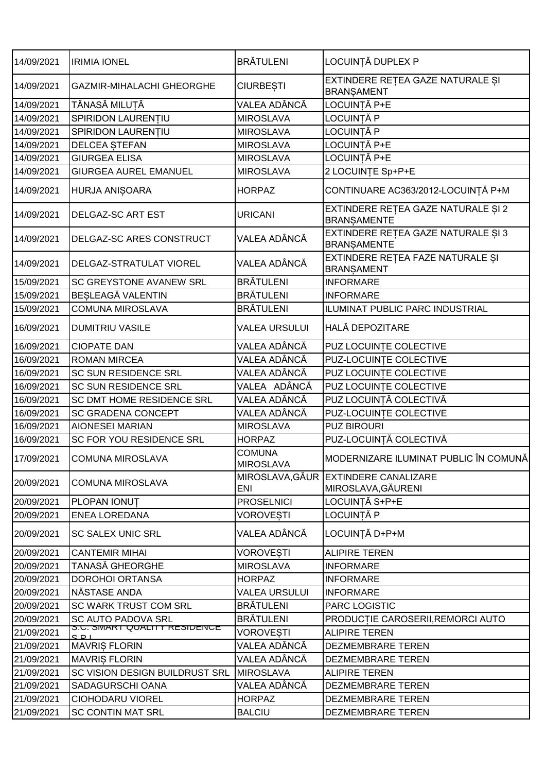| 14/09/2021 | IRIMIA IONEL | BRĂTULENI | LOCUINȚĂ DUPLEX P |
|---|---|---|---|
| 14/09/2021 | GAZMIR-MIHALACHI GHEORGHE | CIURBEȘTI | EXTINDERE REȚEA GAZE NATURALE ȘI BRANȘAMENT |
| 14/09/2021 | TĂNASĂ MILUȚĂ | VALEA ADÂNCĂ | LOCUINȚĂ P+E |
| 14/09/2021 | SPIRIDON LAURENȚIU | MIROSLAVA | LOCUINȚĂ P |
| 14/09/2021 | SPIRIDON LAURENȚIU | MIROSLAVA | LOCUINȚĂ P |
| 14/09/2021 | DELCEA ȘTEFAN | MIROSLAVA | LOCUINȚĂ P+E |
| 14/09/2021 | GIURGEA ELISA | MIROSLAVA | LOCUINȚĂ P+E |
| 14/09/2021 | GIURGEA AUREL EMANUEL | MIROSLAVA | 2 LOCUINȚE Sp+P+E |
| 14/09/2021 | HURJA ANIȘOARA | HORPAZ | CONTINUARE AC363/2012-LOCUINȚĂ P+M |
| 14/09/2021 | DELGAZ-SC ART EST | URICANI | EXTINDERE REȚEA GAZE NATURALE ȘI 2 BRANȘAMENTE |
| 14/09/2021 | DELGAZ-SC ARES CONSTRUCT | VALEA ADÂNCĂ | EXTINDERE REȚEA GAZE NATURALE ȘI 3 BRANȘAMENTE |
| 14/09/2021 | DELGAZ-STRATULAT VIOREL | VALEA ADÂNCĂ | EXTINDERE REȚEA FAZE NATURALE ȘI BRANȘAMENT |
| 15/09/2021 | SC GREYSTONE AVANEW SRL | BRĂTULENI | INFORMARE |
| 15/09/2021 | BEȘLEAGĂ VALENTIN | BRĂTULENI | INFORMARE |
| 15/09/2021 | COMUNA MIROSLAVA | BRĂTULENI | ILUMINAT PUBLIC PARC INDUSTRIAL |
| 16/09/2021 | DUMITRIU VASILE | VALEA URSULUI | HALĂ DEPOZITARE |
| 16/09/2021 | CIOPATE DAN | VALEA ADÂNCĂ | PUZ LOCUINȚE COLECTIVE |
| 16/09/2021 | ROMAN MIRCEA | VALEA ADÂNCĂ | PUZ-LOCUINȚE COLECTIVE |
| 16/09/2021 | SC SUN RESIDENCE SRL | VALEA ADÂNCĂ | PUZ LOCUINȚE COLECTIVE |
| 16/09/2021 | SC SUN RESIDENCE SRL | VALEA ADÂNCĂ | PUZ LOCUINȚE COLECTIVE |
| 16/09/2021 | SC DMT HOME RESIDENCE SRL | VALEA ADÂNCĂ | PUZ LOCUINȚĂ COLECTIVĂ |
| 16/09/2021 | SC GRADENA CONCEPT | VALEA ADÂNCĂ | PUZ-LOCUINȚE COLECTIVE |
| 16/09/2021 | AIONESEI MARIAN | MIROSLAVA | PUZ BIROURI |
| 16/09/2021 | SC FOR YOU RESIDENCE SRL | HORPAZ | PUZ-LOCUINȚĂ COLECTIVĂ |
| 17/09/2021 | COMUNA MIROSLAVA | COMUNA MIROSLAVA | MODERNIZARE ILUMINAT PUBLIC ÎN COMUNĂ |
| 20/09/2021 | COMUNA MIROSLAVA | MIROSLAVA,GĂURENI | EXTINDERE CANALIZARE MIROSLAVA,GĂURENI |
| 20/09/2021 | PLOPAN IONUȚ | PROSELNICI | LOCUINȚĂ S+P+E |
| 20/09/2021 | ENEA LOREDANA | VOROVEȘTI | LOCUINȚĂ P |
| 20/09/2021 | SC SALEX UNIC SRL | VALEA ADÂNCĂ | LOCUINȚĂ D+P+M |
| 20/09/2021 | CANTEMIR MIHAI | VOROVEȘTI | ALIPIRE TEREN |
| 20/09/2021 | TANASĂ GHEORGHE | MIROSLAVA | INFORMARE |
| 20/09/2021 | DOROHOI ORTANSA | HORPAZ | INFORMARE |
| 20/09/2021 | NĂSTASE ANDA | VALEA URSULUI | INFORMARE |
| 20/09/2021 | SC WARK TRUST COM SRL | BRĂTULENI | PARC LOGISTIC |
| 20/09/2021 | SC AUTO PADOVA SRL | BRĂTULENI | PRODUCȚIE CAROSERII,REMORCI AUTO |
| 21/09/2021 | S.C. SMART QUALITY RESIDENCE S.R.L | VOROVEȘTI | ALIPIRE TEREN |
| 21/09/2021 | MAVRIȘ FLORIN | VALEA ADÂNCĂ | DEZMEMBRARE TEREN |
| 21/09/2021 | MAVRIȘ FLORIN | VALEA ADÂNCĂ | DEZMEMBRARE TEREN |
| 21/09/2021 | SC VISION DESIGN BUILDRUST SRL | MIROSLAVA | ALIPIRE TEREN |
| 21/09/2021 | SADAGURSCHI OANA | VALEA ADÂNCĂ | DEZMEMBRARE TEREN |
| 21/09/2021 | CIOHODARU VIOREL | HORPAZ | DEZMEMBRARE TEREN |
| 21/09/2021 | SC CONTIN MAT SRL | BALCIU | DEZMEMBRARE TEREN |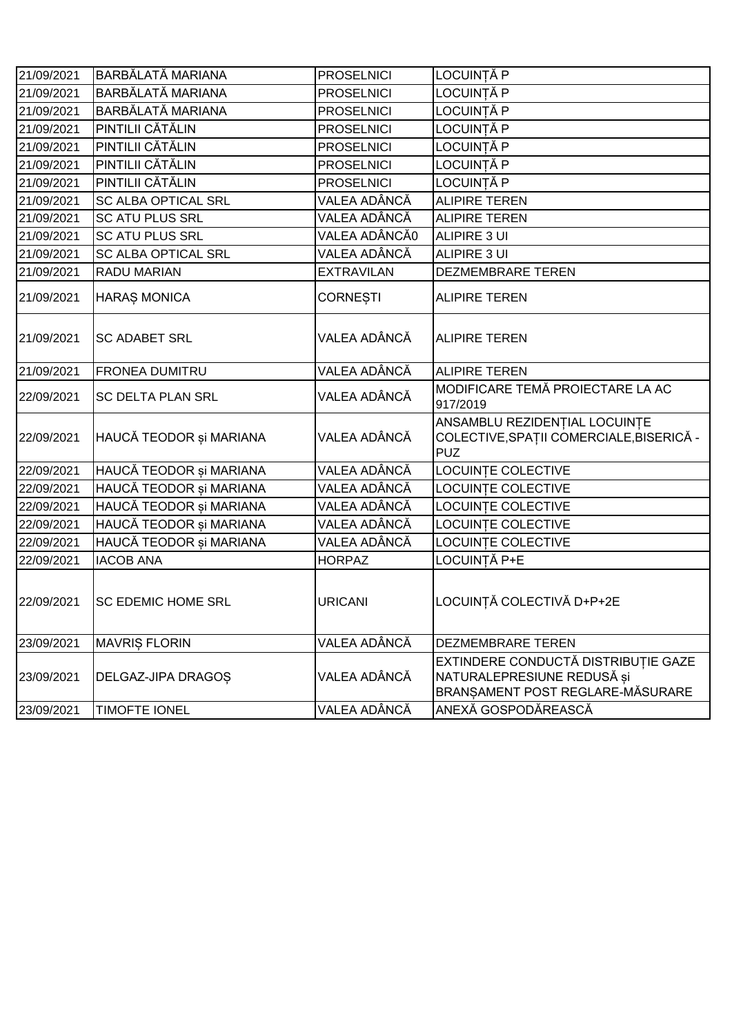| | | | |
|---|---|---|---|
| 21/09/2021 | BARBĂLATĂ MARIANA | PROSELNICI | LOCUINȚĂ P |
| 21/09/2021 | BARBĂLATĂ MARIANA | PROSELNICI | LOCUINȚĂ P |
| 21/09/2021 | BARBĂLATĂ MARIANA | PROSELNICI | LOCUINȚĂ P |
| 21/09/2021 | PINTILII CĂTĂLIN | PROSELNICI | LOCUINȚĂ P |
| 21/09/2021 | PINTILII CĂTĂLIN | PROSELNICI | LOCUINȚĂ P |
| 21/09/2021 | PINTILII CĂTĂLIN | PROSELNICI | LOCUINȚĂ P |
| 21/09/2021 | PINTILII CĂTĂLIN | PROSELNICI | LOCUINȚĂ P |
| 21/09/2021 | SC ALBA OPTICAL SRL | VALEA ADÂNCĂ | ALIPIRE TEREN |
| 21/09/2021 | SC ATU PLUS SRL | VALEA ADÂNCĂ | ALIPIRE TEREN |
| 21/09/2021 | SC ATU PLUS SRL | VALEA ADÂNCĂ0 | ALIPIRE 3 UI |
| 21/09/2021 | SC ALBA OPTICAL SRL | VALEA ADÂNCĂ | ALIPIRE 3 UI |
| 21/09/2021 | RADU MARIAN | EXTRAVILAN | DEZMEMBRARE TEREN |
| 21/09/2021 | HARAȘ MONICA | CORNEȘTI | ALIPIRE TEREN |
| 21/09/2021 | SC ADABET SRL | VALEA ADÂNCĂ | ALIPIRE TEREN |
| 21/09/2021 | FRONEA DUMITRU | VALEA ADÂNCĂ | ALIPIRE TEREN |
| 22/09/2021 | SC DELTA PLAN SRL | VALEA ADÂNCĂ | MODIFICARE TEMĂ PROIECTARE LA AC 917/2019 |
| 22/09/2021 | HAUCĂ TEODOR și MARIANA | VALEA ADÂNCĂ | ANSAMBLU REZIDENȚIAL LOCUINȚE COLECTIVE,SPAȚII COMERCIALE,BISERICĂ - PUZ |
| 22/09/2021 | HAUCĂ TEODOR și MARIANA | VALEA ADÂNCĂ | LOCUINȚE COLECTIVE |
| 22/09/2021 | HAUCĂ TEODOR și MARIANA | VALEA ADÂNCĂ | LOCUINȚE COLECTIVE |
| 22/09/2021 | HAUCĂ TEODOR și MARIANA | VALEA ADÂNCĂ | LOCUINȚE COLECTIVE |
| 22/09/2021 | HAUCĂ TEODOR și MARIANA | VALEA ADÂNCĂ | LOCUINȚE COLECTIVE |
| 22/09/2021 | HAUCĂ TEODOR și MARIANA | VALEA ADÂNCĂ | LOCUINȚE COLECTIVE |
| 22/09/2021 | IACOB ANA | HORPAZ | LOCUINȚĂ P+E |
| 22/09/2021 | SC EDEMIC HOME SRL | URICANI | LOCUINȚĂ COLECTIVĂ D+P+2E |
| 23/09/2021 | MAVRIȘ FLORIN | VALEA ADÂNCĂ | DEZMEMBRARE TEREN |
| 23/09/2021 | DELGAZ-JIPA DRAGOȘ | VALEA ADÂNCĂ | EXTINDERE CONDUCTĂ DISTRIBUȚIE GAZE NATURALEPRESIUNE REDUSĂ și BRANȘAMENT POST REGLARE-MĂSURARE |
| 23/09/2021 | TIMOFTE IONEL | VALEA ADÂNCĂ | ANEXĂ GOSPODĂREASCĂ |